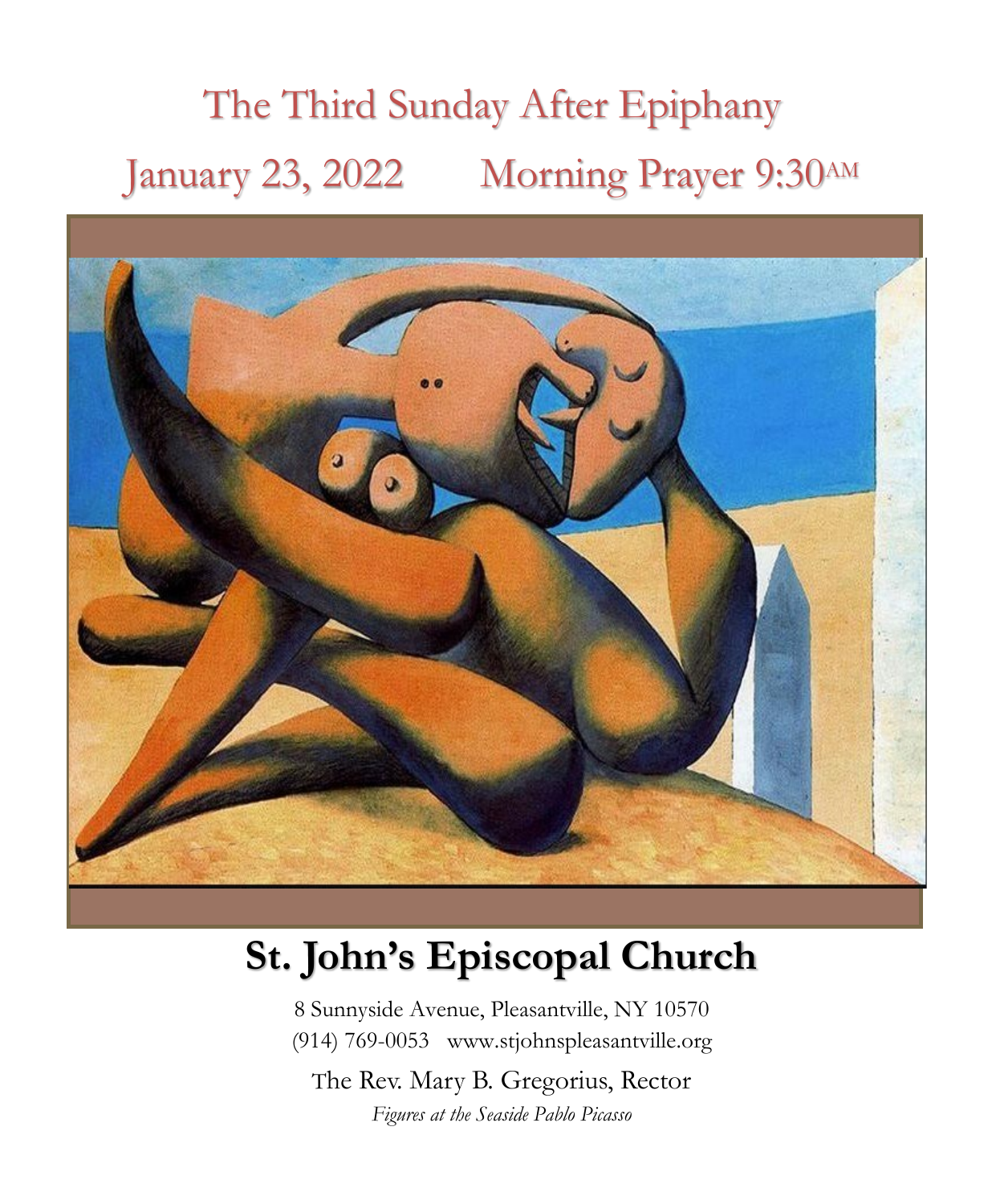# The Third Sunday After Epiphany

## January 23, 2022 Morning Prayer 9:30AM

# St. John's Episcopal Church

8 Sunnyside Avenue, Pleasantville, NY 10570
(914) 769-0053 www.stjohnspleasantville.org

The Rev. Mary B. Gregorius, Rector

*Figures at the Seaside Pablo Picasso*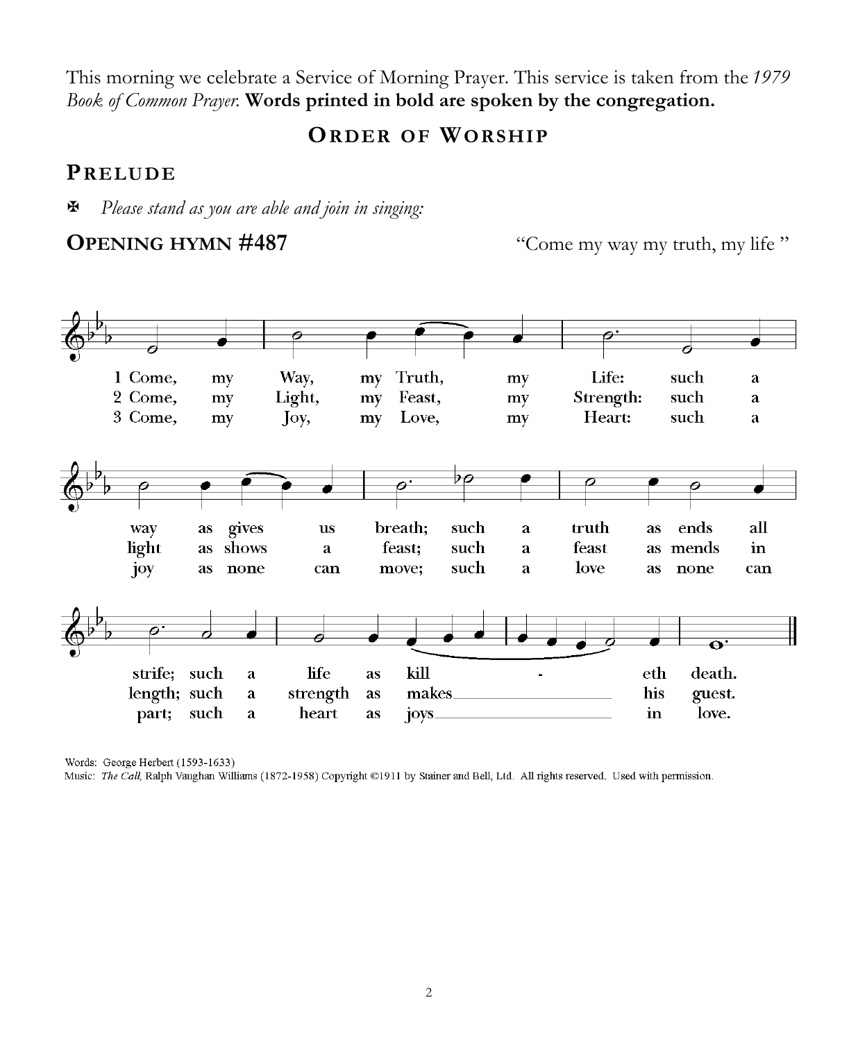This morning we celebrate a Service of Morning Prayer. This service is taken from the *1979 Book of Common Prayer.* **Words printed in bold are spoken by the congregation.**

## ORDER OF WORSHIP

## PRELUDE

✠ *Please stand as you are able and join in singing:*

**OPENING HYMN #487** "Come my way my truth, my life "

1 Come, my Way, my Truth, my Life: such a way as gives us breath; such a truth as ends all strife; such a life as killeth death.

2 Come, my Light, my Feast, my Strength: such a light as shows a feast; such a feast as mends in length; such a strength as makes his guest.

3 Come, my Joy, my Love, my Heart: such a joy as none can move; such a love as none can part; such a heart as joys in love.

Words: George Herbert (1593-1633)
Music: *The Call,* Ralph Vaughan Williams (1872-1958) Copyright ©1911 by Stainer and Bell, Ltd. All rights reserved. Used with permission.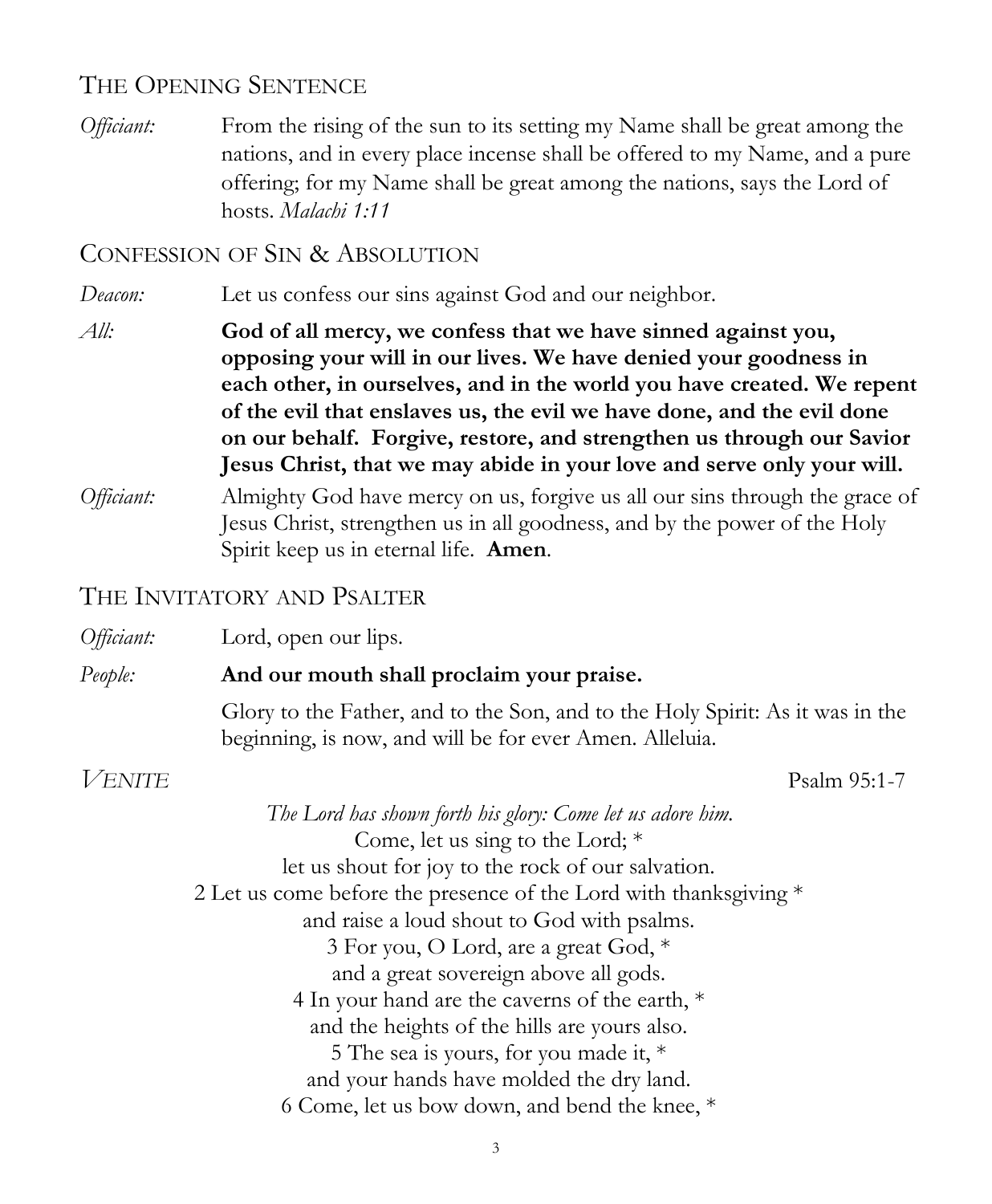## The Opening Sentence

*Officiant:* From the rising of the sun to its setting my Name shall be great among the nations, and in every place incense shall be offered to my Name, and a pure offering; for my Name shall be great among the nations, says the Lord of hosts. *Malachi 1:11*

## Confession of Sin & Absolution

*Deacon:* Let us confess our sins against God and our neighbor.

*All:* **God of all mercy, we confess that we have sinned against you, opposing your will in our lives. We have denied your goodness in each other, in ourselves, and in the world you have created. We repent of the evil that enslaves us, the evil we have done, and the evil done on our behalf. Forgive, restore, and strengthen us through our Savior Jesus Christ, that we may abide in your love and serve only your will.**

*Officiant:* Almighty God have mercy on us, forgive us all our sins through the grace of Jesus Christ, strengthen us in all goodness, and by the power of the Holy Spirit keep us in eternal life. **Amen**.

## The Invitatory and Psalter

*Officiant:* Lord, open our lips.

*People:* **And our mouth shall proclaim your praise.**

Glory to the Father, and to the Son, and to the Holy Spirit: As it was in the beginning, is now, and will be for ever Amen. Alleluia.

### *Venite* — Psalm 95:1-7

*The Lord has shown forth his glory: Come let us adore him.*

Come, let us sing to the Lord; *
let us shout for joy to the rock of our salvation.
2 Let us come before the presence of the Lord with thanksgiving *
and raise a loud shout to God with psalms.
3 For you, O Lord, are a great God, *
and a great sovereign above all gods.
4 In your hand are the caverns of the earth, *
and the heights of the hills are yours also.
5 The sea is yours, for you made it, *
and your hands have molded the dry land.
6 Come, let us bow down, and bend the knee, *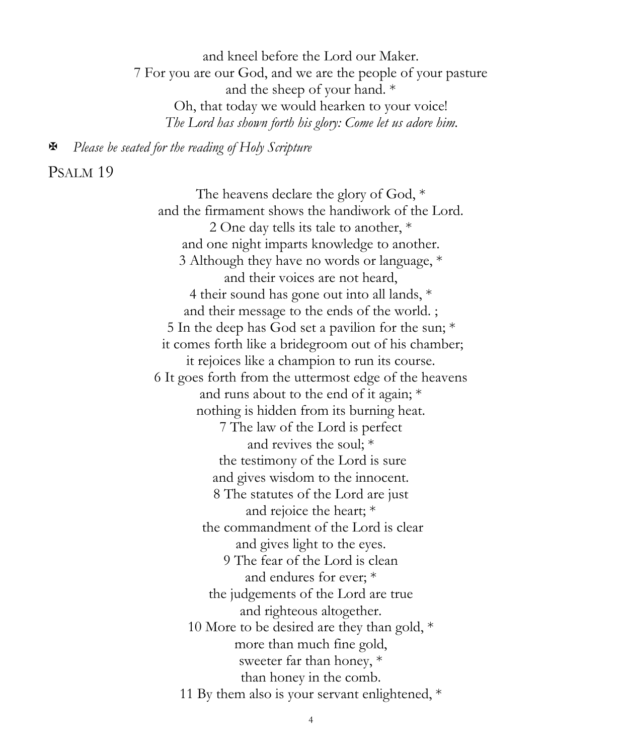and kneel before the Lord our Maker.
7 For you are our God, and we are the people of your pasture
and the sheep of your hand. *
Oh, that today we would hearken to your voice!
*The Lord has shown forth his glory: Come let us adore him.*

✠ *Please be seated for the reading of Holy Scripture*

## Psalm 19

The heavens declare the glory of God, *
and the firmament shows the handiwork of the Lord.
2 One day tells its tale to another, *
and one night imparts knowledge to another.
3 Although they have no words or language, *
and their voices are not heard,
4 their sound has gone out into all lands, *
and their message to the ends of the world. ;
5 In the deep has God set a pavilion for the sun; *
it comes forth like a bridegroom out of his chamber;
it rejoices like a champion to run its course.
6 It goes forth from the uttermost edge of the heavens
and runs about to the end of it again; *
nothing is hidden from its burning heat.
7 The law of the Lord is perfect
and revives the soul; *
the testimony of the Lord is sure
and gives wisdom to the innocent.
8 The statutes of the Lord are just
and rejoice the heart; *
the commandment of the Lord is clear
and gives light to the eyes.
9 The fear of the Lord is clean
and endures for ever; *
the judgements of the Lord are true
and righteous altogether.
10 More to be desired are they than gold, *
more than much fine gold,
sweeter far than honey, *
than honey in the comb.
11 By them also is your servant enlightened, *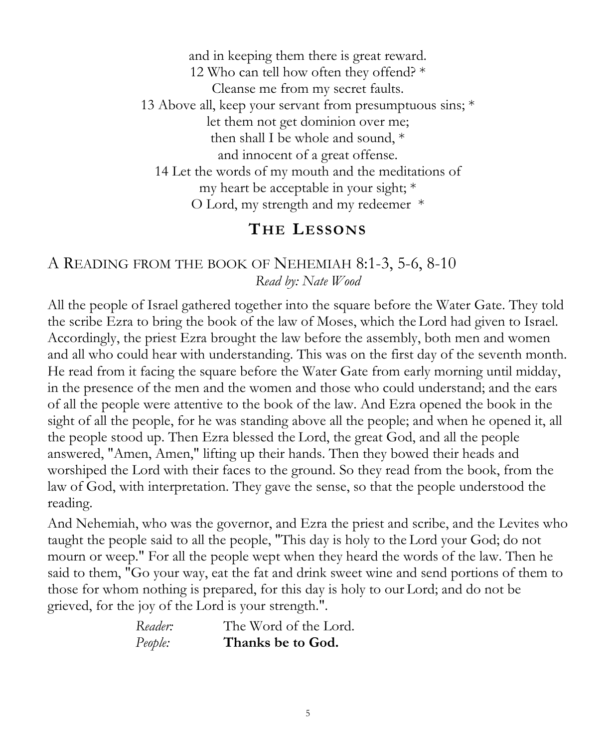and in keeping them there is great reward.
12 Who can tell how often they offend? *
Cleanse me from my secret faults.
13 Above all, keep your servant from presumptuous sins; *
let them not get dominion over me;
then shall I be whole and sound, *
and innocent of a great offense.
14 Let the words of my mouth and the meditations of
my heart be acceptable in your sight; *
O Lord, my strength and my redeemer *

## THE LESSONS

### A READING FROM THE BOOK OF NEHEMIAH 8:1-3, 5-6, 8-10

*Read by: Nate Wood*

All the people of Israel gathered together into the square before the Water Gate. They told the scribe Ezra to bring the book of the law of Moses, which the Lord had given to Israel. Accordingly, the priest Ezra brought the law before the assembly, both men and women and all who could hear with understanding. This was on the first day of the seventh month. He read from it facing the square before the Water Gate from early morning until midday, in the presence of the men and the women and those who could understand; and the ears of all the people were attentive to the book of the law. And Ezra opened the book in the sight of all the people, for he was standing above all the people; and when he opened it, all the people stood up. Then Ezra blessed the Lord, the great God, and all the people answered, "Amen, Amen," lifting up their hands. Then they bowed their heads and worshiped the Lord with their faces to the ground. So they read from the book, from the law of God, with interpretation. They gave the sense, so that the people understood the reading.

And Nehemiah, who was the governor, and Ezra the priest and scribe, and the Levites who taught the people said to all the people, "This day is holy to the Lord your God; do not mourn or weep." For all the people wept when they heard the words of the law. Then he said to them, "Go your way, eat the fat and drink sweet wine and send portions of them to those for whom nothing is prepared, for this day is holy to our Lord; and do not be grieved, for the joy of the Lord is your strength.".

*Reader:* The Word of the Lord.
*People:* **Thanks be to God.**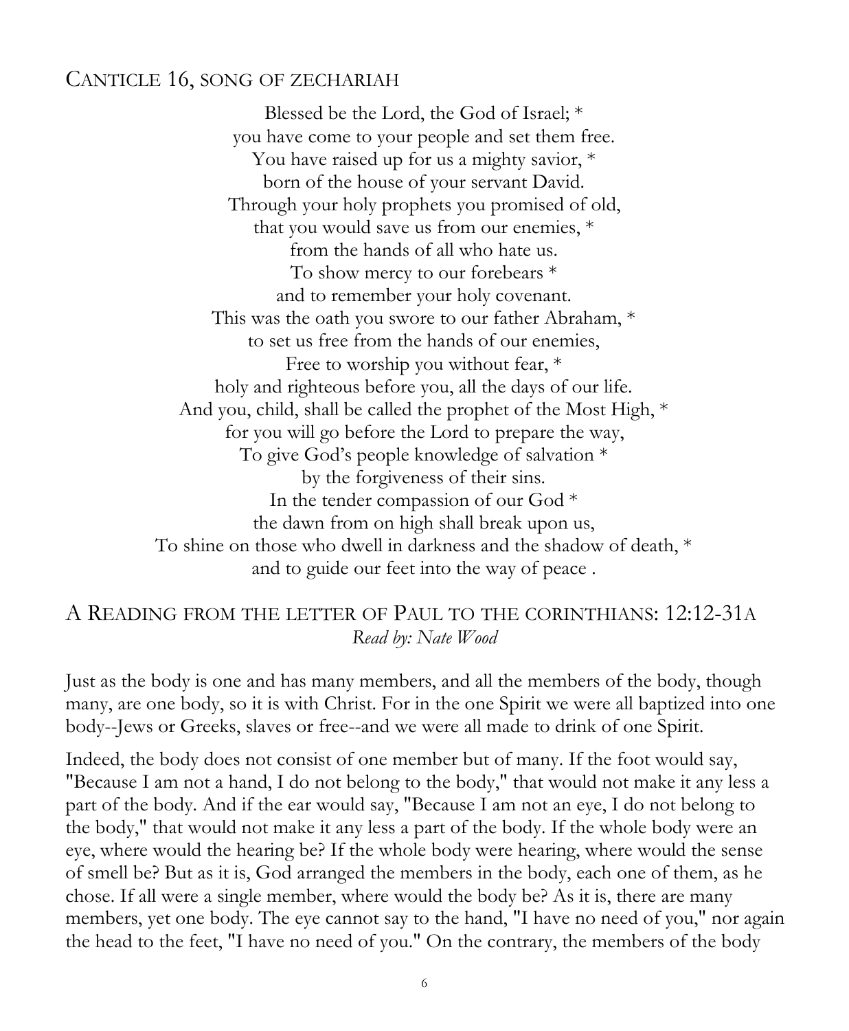## Canticle 16, Song of Zechariah

Blessed be the Lord, the God of Israel; *
you have come to your people and set them free.
You have raised up for us a mighty savior, *
born of the house of your servant David.
Through your holy prophets you promised of old,
that you would save us from our enemies, *
from the hands of all who hate us.
To show mercy to our forebears *
and to remember your holy covenant.
This was the oath you swore to our father Abraham, *
to set us free from the hands of our enemies,
Free to worship you without fear, *
holy and righteous before you, all the days of our life.
And you, child, shall be called the prophet of the Most High, *
for you will go before the Lord to prepare the way,
To give God's people knowledge of salvation *
by the forgiveness of their sins.
In the tender compassion of our God *
the dawn from on high shall break upon us,
To shine on those who dwell in darkness and the shadow of death, *
and to guide our feet into the way of peace .

## A Reading from the letter of Paul to the Corinthians: 12:12-31a

*Read by: Nate Wood*

Just as the body is one and has many members, and all the members of the body, though many, are one body, so it is with Christ. For in the one Spirit we were all baptized into one body--Jews or Greeks, slaves or free--and we were all made to drink of one Spirit.

Indeed, the body does not consist of one member but of many. If the foot would say, "Because I am not a hand, I do not belong to the body," that would not make it any less a part of the body. And if the ear would say, "Because I am not an eye, I do not belong to the body," that would not make it any less a part of the body. If the whole body were an eye, where would the hearing be? If the whole body were hearing, where would the sense of smell be? But as it is, God arranged the members in the body, each one of them, as he chose. If all were a single member, where would the body be? As it is, there are many members, yet one body. The eye cannot say to the hand, "I have no need of you," nor again the head to the feet, "I have no need of you." On the contrary, the members of the body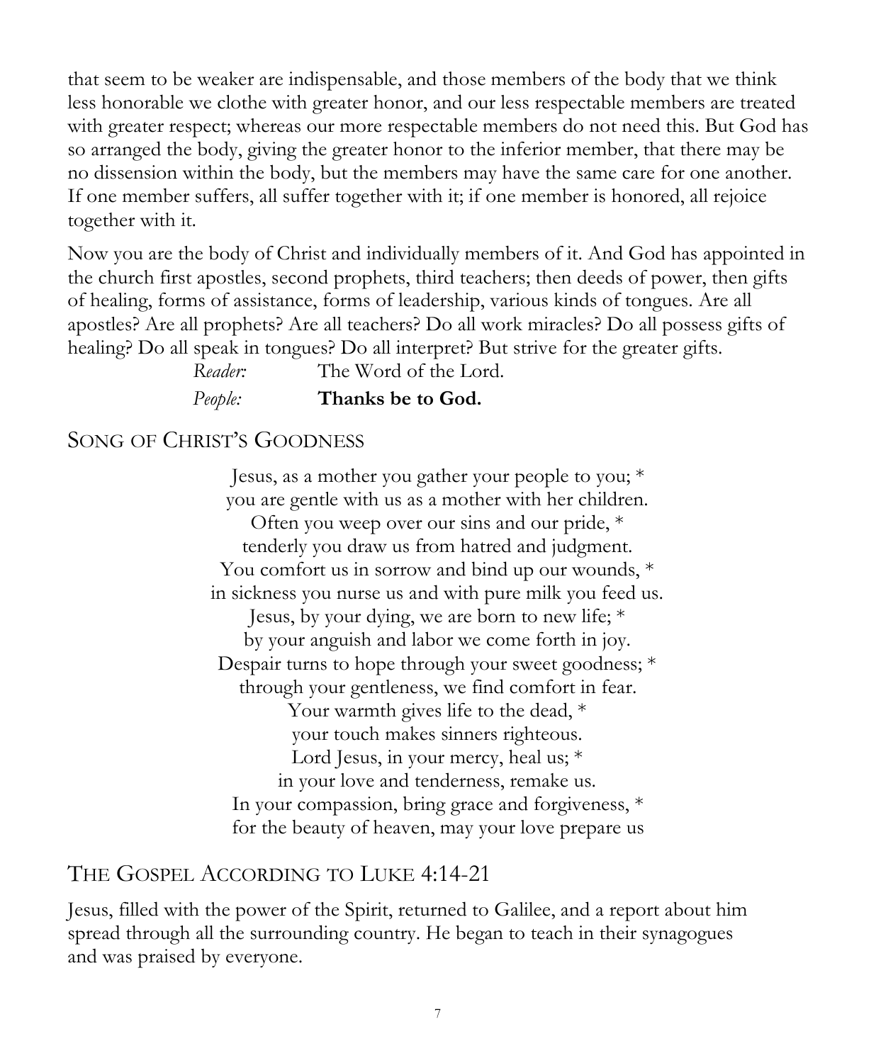that seem to be weaker are indispensable, and those members of the body that we think less honorable we clothe with greater honor, and our less respectable members are treated with greater respect; whereas our more respectable members do not need this. But God has so arranged the body, giving the greater honor to the inferior member, that there may be no dissension within the body, but the members may have the same care for one another. If one member suffers, all suffer together with it; if one member is honored, all rejoice together with it.

Now you are the body of Christ and individually members of it. And God has appointed in the church first apostles, second prophets, third teachers; then deeds of power, then gifts of healing, forms of assistance, forms of leadership, various kinds of tongues. Are all apostles? Are all prophets? Are all teachers? Do all work miracles? Do all possess gifts of healing? Do all speak in tongues? Do all interpret? But strive for the greater gifts.

*Reader:* The Word of the Lord.
*People:* **Thanks be to God.**

## Song of Christ's Goodness

Jesus, as a mother you gather your people to you; *
you are gentle with us as a mother with her children.
Often you weep over our sins and our pride, *
tenderly you draw us from hatred and judgment.
You comfort us in sorrow and bind up our wounds, *
in sickness you nurse us and with pure milk you feed us.
Jesus, by your dying, we are born to new life; *
by your anguish and labor we come forth in joy.
Despair turns to hope through your sweet goodness; *
through your gentleness, we find comfort in fear.
Your warmth gives life to the dead, *
your touch makes sinners righteous.
Lord Jesus, in your mercy, heal us; *
in your love and tenderness, remake us.
In your compassion, bring grace and forgiveness, *
for the beauty of heaven, may your love prepare us

## The Gospel According to Luke 4:14-21

Jesus, filled with the power of the Spirit, returned to Galilee, and a report about him spread through all the surrounding country. He began to teach in their synagogues and was praised by everyone.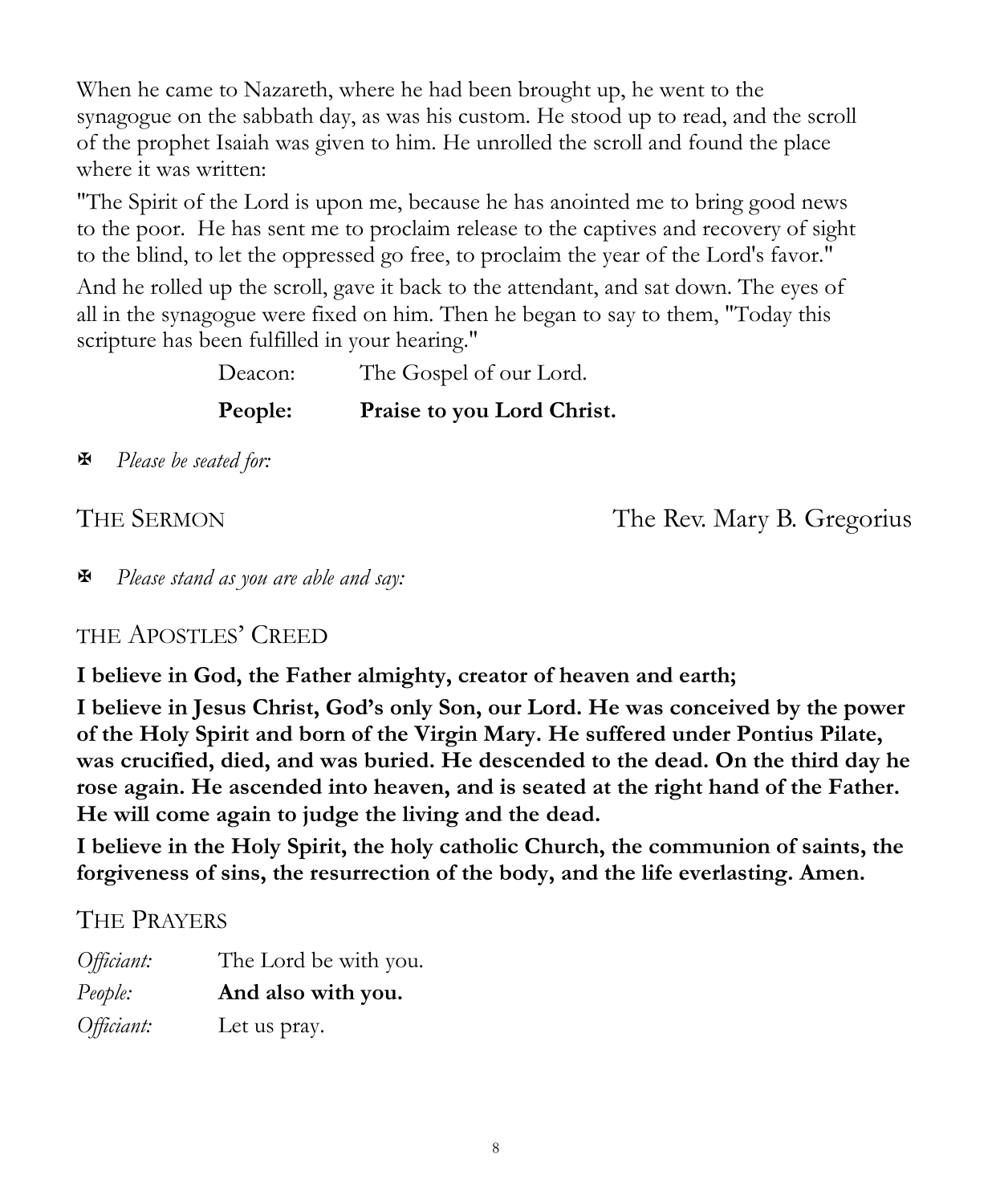When he came to Nazareth, where he had been brought up, he went to the synagogue on the sabbath day, as was his custom. He stood up to read, and the scroll of the prophet Isaiah was given to him. He unrolled the scroll and found the place where it was written:

"The Spirit of the Lord is upon me, because he has anointed me to bring good news to the poor. He has sent me to proclaim release to the captives and recovery of sight to the blind, to let the oppressed go free, to proclaim the year of the Lord's favor."

And he rolled up the scroll, gave it back to the attendant, and sat down. The eyes of all in the synagogue were fixed on him. Then he began to say to them, "Today this scripture has been fulfilled in your hearing."

Deacon: The Gospel of our Lord.

**People: Praise to you Lord Christ.**

✠ *Please be seated for:*

## THE SERMON — The Rev. Mary B. Gregorius

✠ *Please stand as you are able and say:*

## THE APOSTLES' CREED

**I believe in God, the Father almighty, creator of heaven and earth;**

**I believe in Jesus Christ, God's only Son, our Lord. He was conceived by the power of the Holy Spirit and born of the Virgin Mary. He suffered under Pontius Pilate, was crucified, died, and was buried. He descended to the dead. On the third day he rose again. He ascended into heaven, and is seated at the right hand of the Father. He will come again to judge the living and the dead.**

**I believe in the Holy Spirit, the holy catholic Church, the communion of saints, the forgiveness of sins, the resurrection of the body, and the life everlasting. Amen.**

## THE PRAYERS

*Officiant:* The Lord be with you.

*People:* **And also with you.**

*Officiant:* Let us pray.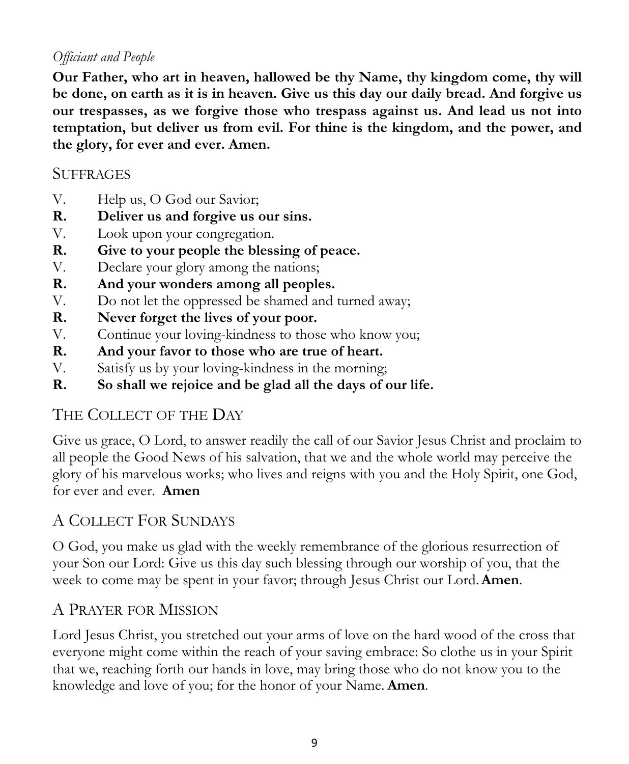*Officiant and People*

**Our Father, who art in heaven, hallowed be thy Name, thy kingdom come, thy will be done, on earth as it is in heaven. Give us this day our daily bread. And forgive us our trespasses, as we forgive those who trespass against us. And lead us not into temptation, but deliver us from evil. For thine is the kingdom, and the power, and the glory, for ever and ever. Amen.**

## Suffrages

V. Help us, O God our Savior;
**R. Deliver us and forgive us our sins.**
V. Look upon your congregation.
**R. Give to your people the blessing of peace.**
V. Declare your glory among the nations;
**R. And your wonders among all peoples.**
V. Do not let the oppressed be shamed and turned away;
**R. Never forget the lives of your poor.**
V. Continue your loving-kindness to those who know you;
**R. And your favor to those who are true of heart.**
V. Satisfy us by your loving-kindness in the morning;
**R. So shall we rejoice and be glad all the days of our life.**

## The Collect of the Day

Give us grace, O Lord, to answer readily the call of our Savior Jesus Christ and proclaim to all people the Good News of his salvation, that we and the whole world may perceive the glory of his marvelous works; who lives and reigns with you and the Holy Spirit, one God, for ever and ever. **Amen**

## A Collect For Sundays

O God, you make us glad with the weekly remembrance of the glorious resurrection of your Son our Lord: Give us this day such blessing through our worship of you, that the week to come may be spent in your favor; through Jesus Christ our Lord. **Amen**.

## A Prayer for Mission

Lord Jesus Christ, you stretched out your arms of love on the hard wood of the cross that everyone might come within the reach of your saving embrace: So clothe us in your Spirit that we, reaching forth our hands in love, may bring those who do not know you to the knowledge and love of you; for the honor of your Name. **Amen**.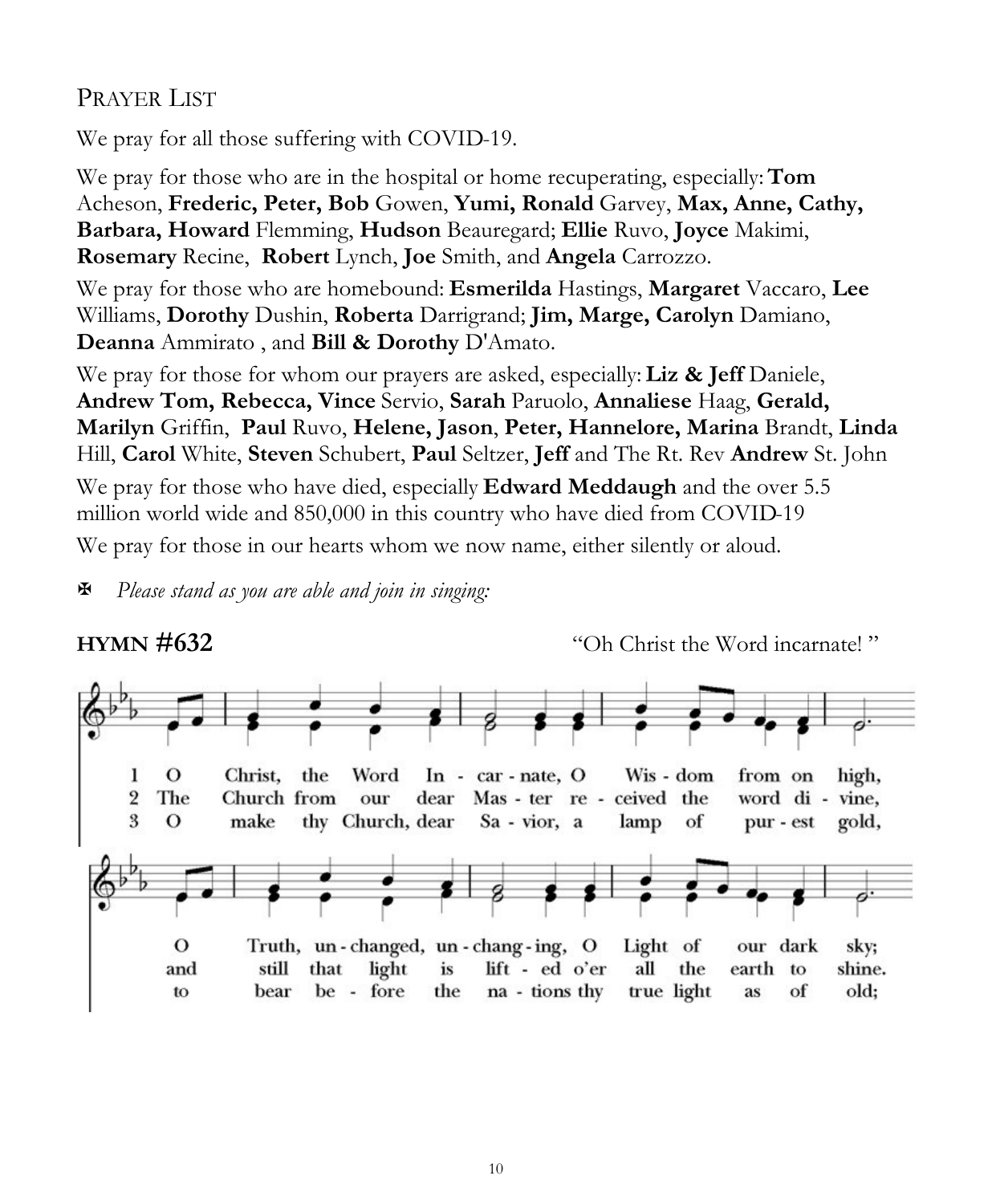## PRAYER LIST

We pray for all those suffering with COVID-19.

We pray for those who are in the hospital or home recuperating, especially: **Tom** Acheson, **Frederic, Peter, Bob** Gowen, **Yumi, Ronald** Garvey, **Max, Anne, Cathy, Barbara, Howard** Flemming, **Hudson** Beauregard; **Ellie** Ruvo, **Joyce** Makimi, **Rosemary** Recine, **Robert** Lynch, **Joe** Smith, and **Angela** Carrozzo.

We pray for those who are homebound: **Esmerilda** Hastings, **Margaret** Vaccaro, **Lee** Williams, **Dorothy** Dushin, **Roberta** Darrigrand; **Jim, Marge, Carolyn** Damiano, **Deanna** Ammirato , and **Bill & Dorothy** D'Amato.

We pray for those for whom our prayers are asked, especially: **Liz & Jeff** Daniele, **Andrew Tom, Rebecca, Vince** Servio, **Sarah** Paruolo, **Annaliese** Haag, **Gerald, Marilyn** Griffin, **Paul** Ruvo, **Helene, Jason**, **Peter, Hannelore, Marina** Brandt, **Linda** Hill, **Carol** White, **Steven** Schubert, **Paul** Seltzer, **Jeff** and The Rt. Rev **Andrew** St. John

We pray for those who have died, especially **Edward Meddaugh** and the over 5.5 million world wide and 850,000 in this country who have died from COVID-19

We pray for those in our hearts whom we now name, either silently or aloud.

✠ *Please stand as you are able and join in singing:*

**HYMN #632** "Oh Christ the Word incarnate! "

1 O Christ, the Word Incarnate, O Wisdom from on high, O Truth, unchanged, unchanging, O Light of our dark sky;

2 The Church from our dear Master received the word divine, and still that light is lifted o'er all the earth to shine.

3 O make thy Church, dear Savior, a lamp of purest gold, to bear before the nations thy true light as of old;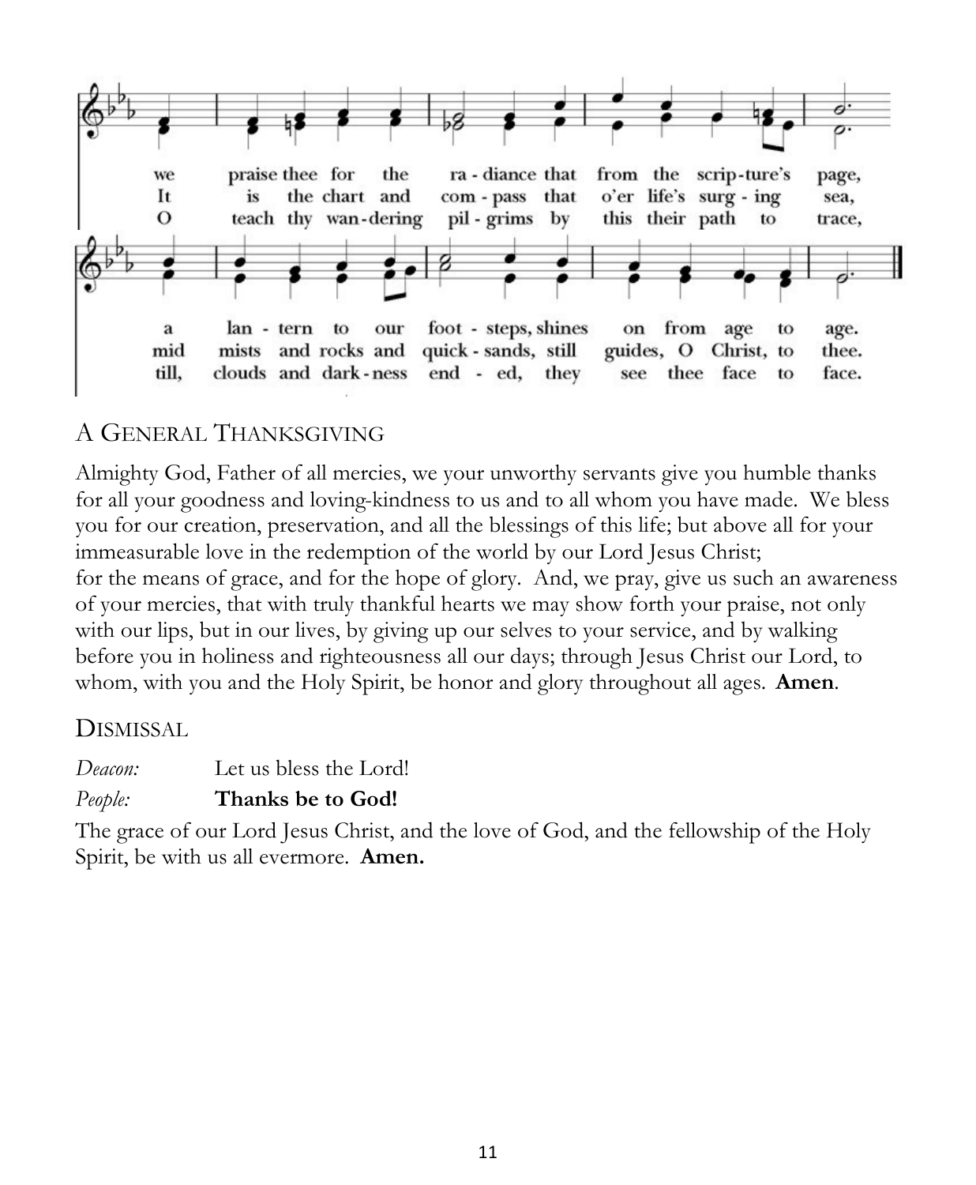we praise thee for the ra - diance that from the scrip-ture's page,
It is the chart and com - pass that o'er life's surg - ing sea,
O teach thy wan-dering pil - grims by this their path to trace,

a lan - tern to our foot - steps, shines on from age to age.
mid mists and rocks and quick - sands, still guides, O Christ, to thee.
till, clouds and dark-ness end - ed, they see thee face to face.

## A General Thanksgiving

Almighty God, Father of all mercies, we your unworthy servants give you humble thanks for all your goodness and loving-kindness to us and to all whom you have made. We bless you for our creation, preservation, and all the blessings of this life; but above all for your immeasurable love in the redemption of the world by our Lord Jesus Christ; for the means of grace, and for the hope of glory. And, we pray, give us such an awareness of your mercies, that with truly thankful hearts we may show forth your praise, not only with our lips, but in our lives, by giving up our selves to your service, and by walking before you in holiness and righteousness all our days; through Jesus Christ our Lord, to whom, with you and the Holy Spirit, be honor and glory throughout all ages. **Amen**.

## Dismissal

*Deacon:* Let us bless the Lord!

*People:* **Thanks be to God!**

The grace of our Lord Jesus Christ, and the love of God, and the fellowship of the Holy Spirit, be with us all evermore. **Amen.**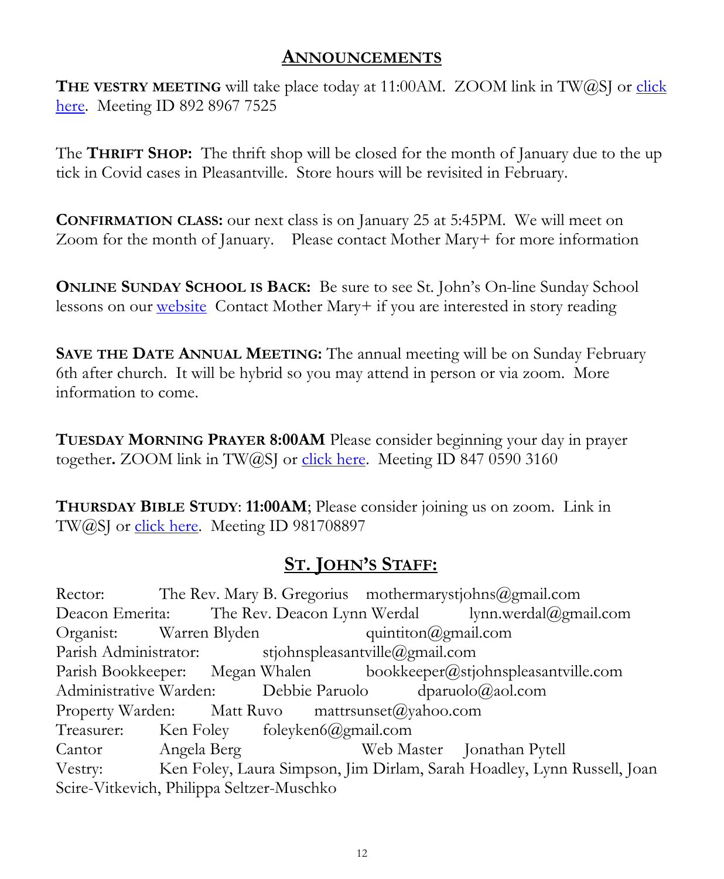## ANNOUNCEMENTS

**THE VESTRY MEETING** will take place today at 11:00AM. ZOOM link in TW@SJ or click here. Meeting ID 892 8967 7525

The **THRIFT SHOP:** The thrift shop will be closed for the month of January due to the up tick in Covid cases in Pleasantville. Store hours will be revisited in February.

**CONFIRMATION CLASS:** our next class is on January 25 at 5:45PM. We will meet on Zoom for the month of January. Please contact Mother Mary+ for more information

**ONLINE SUNDAY SCHOOL IS BACK:** Be sure to see St. John's On-line Sunday School lessons on our website Contact Mother Mary+ if you are interested in story reading

**SAVE THE DATE ANNUAL MEETING:** The annual meeting will be on Sunday February 6th after church. It will be hybrid so you may attend in person or via zoom. More information to come.

**TUESDAY MORNING PRAYER 8:00AM** Please consider beginning your day in prayer together**.** ZOOM link in TW@SJ or click here. Meeting ID 847 0590 3160

**THURSDAY BIBLE STUDY**: **11:00AM**; Please consider joining us on zoom. Link in TW@SJ or click here. Meeting ID 981708897

## ST. JOHN'S STAFF:

Rector: The Rev. Mary B. Gregorius mothermarystjohns@gmail.com
Deacon Emerita: The Rev. Deacon Lynn Werdal lynn.werdal@gmail.com
Organist: Warren Blyden quintiton@gmail.com
Parish Administrator: stjohnspleasantville@gmail.com
Parish Bookkeeper: Megan Whalen bookkeeper@stjohnspleasantville.com
Administrative Warden: Debbie Paruolo dparuolo@aol.com
Property Warden: Matt Ruvo mattrsunset@yahoo.com
Treasurer: Ken Foley foleyken6@gmail.com
Cantor Angela Berg Web Master Jonathan Pytell
Vestry: Ken Foley, Laura Simpson, Jim Dirlam, Sarah Hoadley, Lynn Russell, Joan Scire-Vitkevich, Philippa Seltzer-Muschko